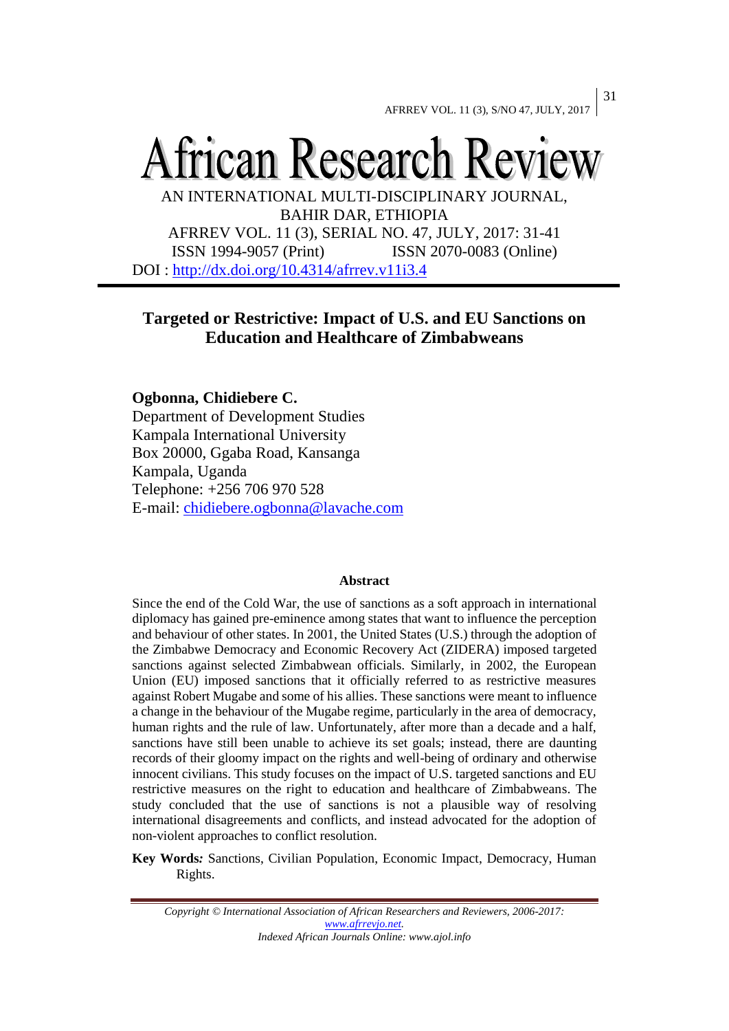# African Research Review

AN INTERNATIONAL MULTI-DISCIPLINARY JOURNAL, BAHIR DAR, ETHIOPIA

AFRREV VOL. 11 (3), SERIAL NO. 47, JULY, 2017: 31-41

ISSN 1994-9057 (Print) ISSN 2070-0083 (Online)

DOI : http://dx.doi.org/10.4314/afrrev.v11i3.4

## Targeted or Restrictive: Impact of U.S. and EU Sanctions on Education and Healthcare of Zimbabweans

**Ogbonna, Chidiebere C.**

Department of Development Studies
Kampala International University
Box 20000, Ggaba Road, Kansanga
Kampala, Uganda
Telephone: +256 706 970 528
E-mail: chidiebere.ogbonna@lavache.com

### Abstract

Since the end of the Cold War, the use of sanctions as a soft approach in international diplomacy has gained pre-eminence among states that want to influence the perception and behaviour of other states. In 2001, the United States (U.S.) through the adoption of the Zimbabwe Democracy and Economic Recovery Act (ZIDERA) imposed targeted sanctions against selected Zimbabwean officials. Similarly, in 2002, the European Union (EU) imposed sanctions that it officially referred to as restrictive measures against Robert Mugabe and some of his allies. These sanctions were meant to influence a change in the behaviour of the Mugabe regime, particularly in the area of democracy, human rights and the rule of law. Unfortunately, after more than a decade and a half, sanctions have still been unable to achieve its set goals; instead, there are daunting records of their gloomy impact on the rights and well-being of ordinary and otherwise innocent civilians. This study focuses on the impact of U.S. targeted sanctions and EU restrictive measures on the right to education and healthcare of Zimbabweans. The study concluded that the use of sanctions is not a plausible way of resolving international disagreements and conflicts, and instead advocated for the adoption of non-violent approaches to conflict resolution.

**Key Words***:* Sanctions, Civilian Population, Economic Impact, Democracy, Human Rights.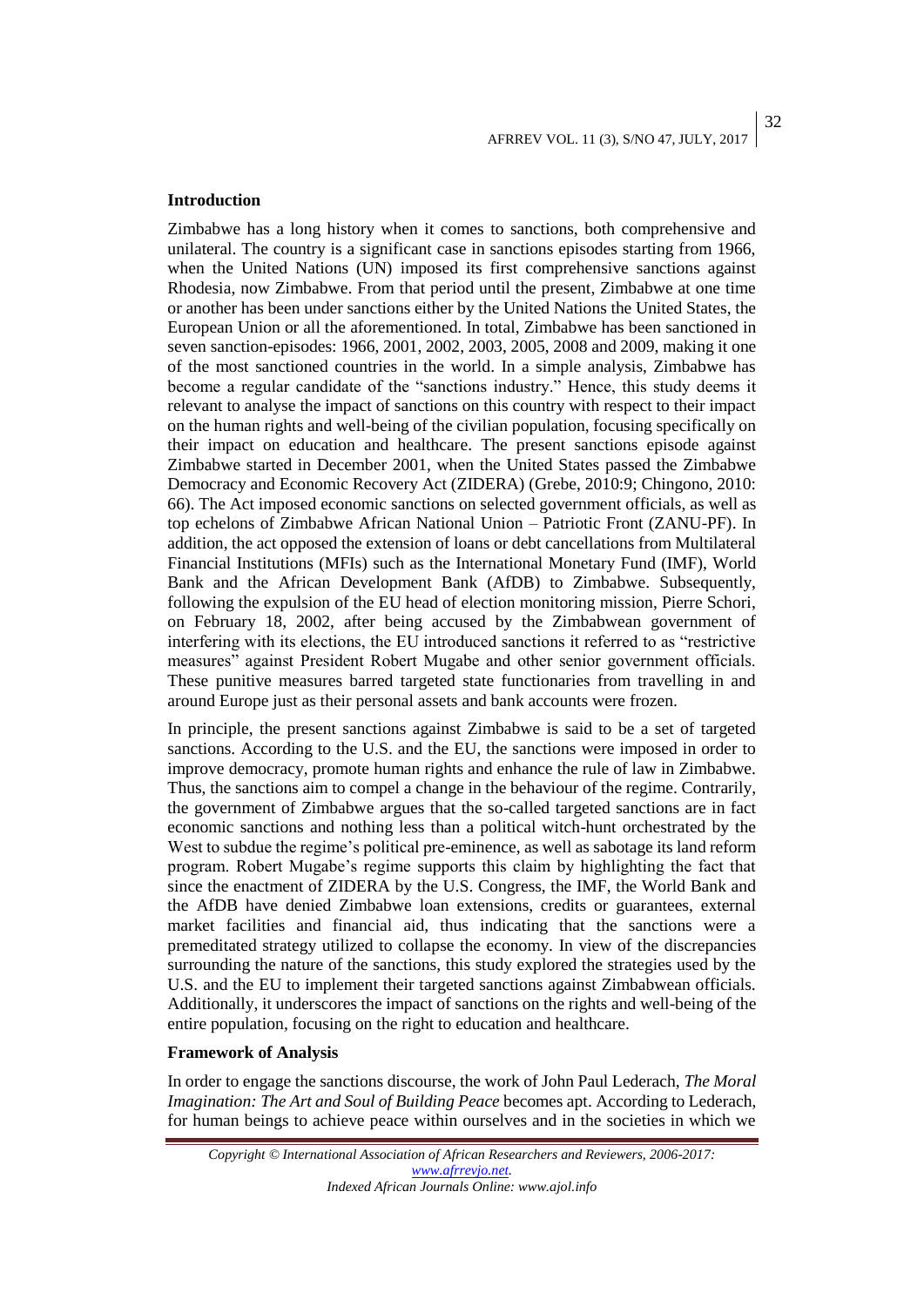## Introduction

Zimbabwe has a long history when it comes to sanctions, both comprehensive and unilateral. The country is a significant case in sanctions episodes starting from 1966, when the United Nations (UN) imposed its first comprehensive sanctions against Rhodesia, now Zimbabwe. From that period until the present, Zimbabwe at one time or another has been under sanctions either by the United Nations the United States, the European Union or all the aforementioned. In total, Zimbabwe has been sanctioned in seven sanction-episodes: 1966, 2001, 2002, 2003, 2005, 2008 and 2009, making it one of the most sanctioned countries in the world. In a simple analysis, Zimbabwe has become a regular candidate of the "sanctions industry." Hence, this study deems it relevant to analyse the impact of sanctions on this country with respect to their impact on the human rights and well-being of the civilian population, focusing specifically on their impact on education and healthcare. The present sanctions episode against Zimbabwe started in December 2001, when the United States passed the Zimbabwe Democracy and Economic Recovery Act (ZIDERA) (Grebe, 2010:9; Chingono, 2010: 66). The Act imposed economic sanctions on selected government officials, as well as top echelons of Zimbabwe African National Union – Patriotic Front (ZANU-PF). In addition, the act opposed the extension of loans or debt cancellations from Multilateral Financial Institutions (MFIs) such as the International Monetary Fund (IMF), World Bank and the African Development Bank (AfDB) to Zimbabwe. Subsequently, following the expulsion of the EU head of election monitoring mission, Pierre Schori, on February 18, 2002, after being accused by the Zimbabwean government of interfering with its elections, the EU introduced sanctions it referred to as "restrictive measures" against President Robert Mugabe and other senior government officials. These punitive measures barred targeted state functionaries from travelling in and around Europe just as their personal assets and bank accounts were frozen.

In principle, the present sanctions against Zimbabwe is said to be a set of targeted sanctions. According to the U.S. and the EU, the sanctions were imposed in order to improve democracy, promote human rights and enhance the rule of law in Zimbabwe. Thus, the sanctions aim to compel a change in the behaviour of the regime. Contrarily, the government of Zimbabwe argues that the so-called targeted sanctions are in fact economic sanctions and nothing less than a political witch-hunt orchestrated by the West to subdue the regime's political pre-eminence, as well as sabotage its land reform program. Robert Mugabe's regime supports this claim by highlighting the fact that since the enactment of ZIDERA by the U.S. Congress, the IMF, the World Bank and the AfDB have denied Zimbabwe loan extensions, credits or guarantees, external market facilities and financial aid, thus indicating that the sanctions were a premeditated strategy utilized to collapse the economy. In view of the discrepancies surrounding the nature of the sanctions, this study explored the strategies used by the U.S. and the EU to implement their targeted sanctions against Zimbabwean officials. Additionally, it underscores the impact of sanctions on the rights and well-being of the entire population, focusing on the right to education and healthcare.

## Framework of Analysis

In order to engage the sanctions discourse, the work of John Paul Lederach, *The Moral Imagination: The Art and Soul of Building Peace* becomes apt. According to Lederach, for human beings to achieve peace within ourselves and in the societies in which we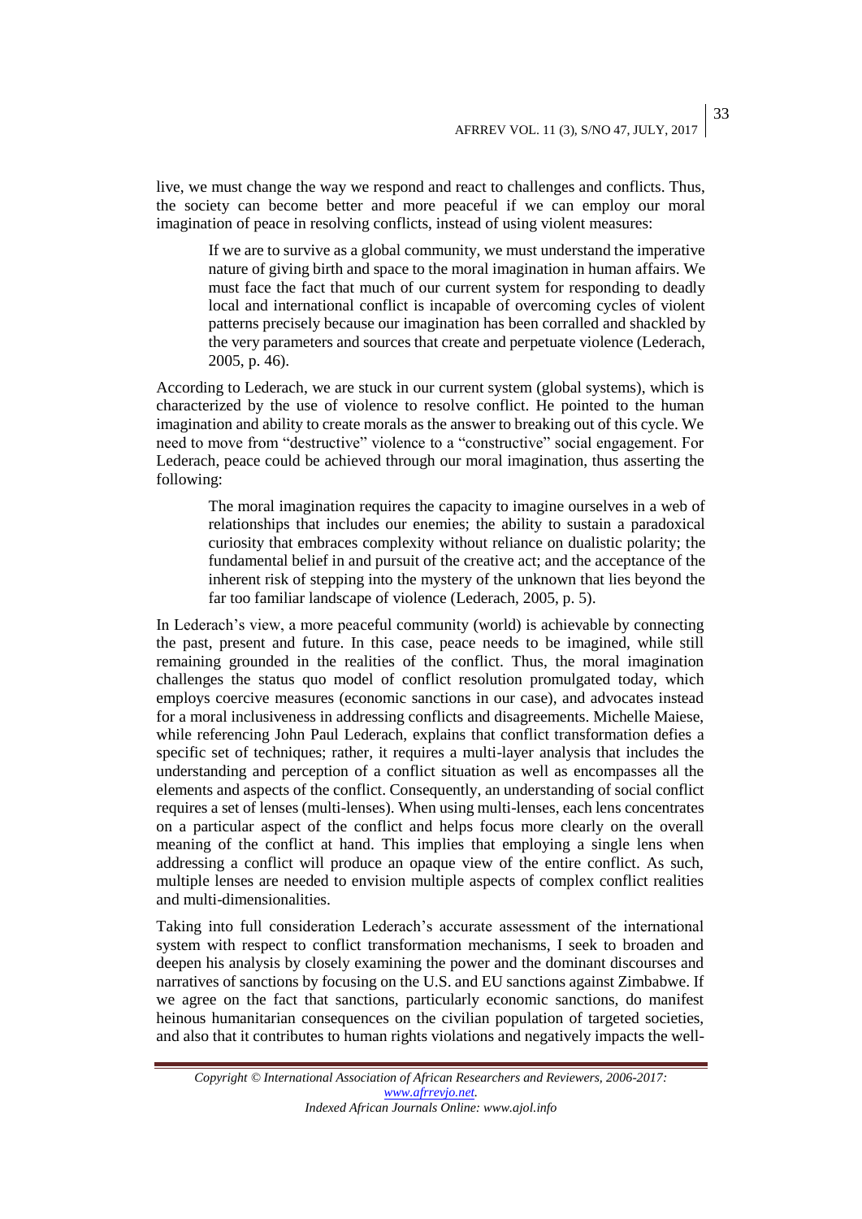live, we must change the way we respond and react to challenges and conflicts. Thus, the society can become better and more peaceful if we can employ our moral imagination of peace in resolving conflicts, instead of using violent measures:

> If we are to survive as a global community, we must understand the imperative nature of giving birth and space to the moral imagination in human affairs. We must face the fact that much of our current system for responding to deadly local and international conflict is incapable of overcoming cycles of violent patterns precisely because our imagination has been corralled and shackled by the very parameters and sources that create and perpetuate violence (Lederach, 2005, p. 46).

According to Lederach, we are stuck in our current system (global systems), which is characterized by the use of violence to resolve conflict. He pointed to the human imagination and ability to create morals as the answer to breaking out of this cycle. We need to move from "destructive" violence to a "constructive" social engagement. For Lederach, peace could be achieved through our moral imagination, thus asserting the following:

> The moral imagination requires the capacity to imagine ourselves in a web of relationships that includes our enemies; the ability to sustain a paradoxical curiosity that embraces complexity without reliance on dualistic polarity; the fundamental belief in and pursuit of the creative act; and the acceptance of the inherent risk of stepping into the mystery of the unknown that lies beyond the far too familiar landscape of violence (Lederach, 2005, p. 5).

In Lederach's view, a more peaceful community (world) is achievable by connecting the past, present and future. In this case, peace needs to be imagined, while still remaining grounded in the realities of the conflict. Thus, the moral imagination challenges the status quo model of conflict resolution promulgated today, which employs coercive measures (economic sanctions in our case), and advocates instead for a moral inclusiveness in addressing conflicts and disagreements. Michelle Maiese, while referencing John Paul Lederach, explains that conflict transformation defies a specific set of techniques; rather, it requires a multi-layer analysis that includes the understanding and perception of a conflict situation as well as encompasses all the elements and aspects of the conflict. Consequently, an understanding of social conflict requires a set of lenses (multi-lenses). When using multi-lenses, each lens concentrates on a particular aspect of the conflict and helps focus more clearly on the overall meaning of the conflict at hand. This implies that employing a single lens when addressing a conflict will produce an opaque view of the entire conflict. As such, multiple lenses are needed to envision multiple aspects of complex conflict realities and multi-dimensionalities.

Taking into full consideration Lederach's accurate assessment of the international system with respect to conflict transformation mechanisms, I seek to broaden and deepen his analysis by closely examining the power and the dominant discourses and narratives of sanctions by focusing on the U.S. and EU sanctions against Zimbabwe. If we agree on the fact that sanctions, particularly economic sanctions, do manifest heinous humanitarian consequences on the civilian population of targeted societies, and also that it contributes to human rights violations and negatively impacts the well-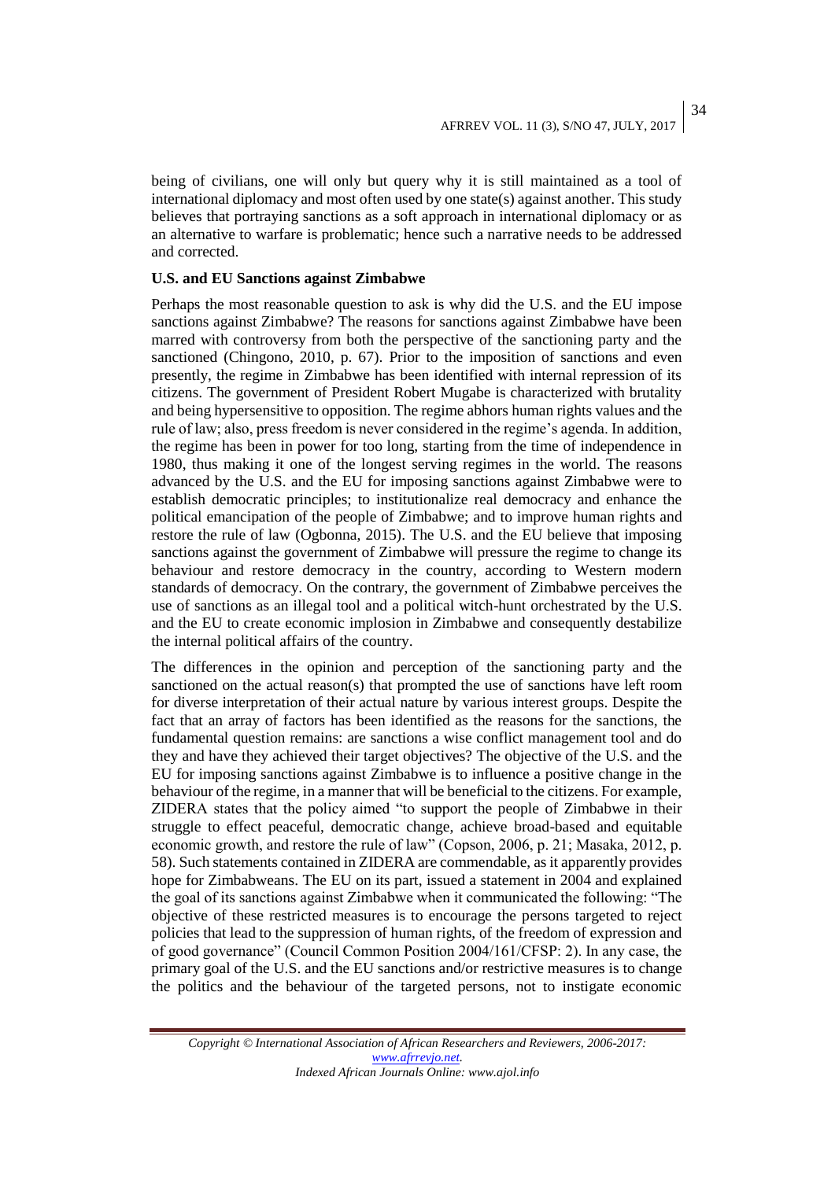being of civilians, one will only but query why it is still maintained as a tool of international diplomacy and most often used by one state(s) against another. This study believes that portraying sanctions as a soft approach in international diplomacy or as an alternative to warfare is problematic; hence such a narrative needs to be addressed and corrected.

**U.S. and EU Sanctions against Zimbabwe**

Perhaps the most reasonable question to ask is why did the U.S. and the EU impose sanctions against Zimbabwe? The reasons for sanctions against Zimbabwe have been marred with controversy from both the perspective of the sanctioning party and the sanctioned (Chingono, 2010, p. 67). Prior to the imposition of sanctions and even presently, the regime in Zimbabwe has been identified with internal repression of its citizens. The government of President Robert Mugabe is characterized with brutality and being hypersensitive to opposition. The regime abhors human rights values and the rule of law; also, press freedom is never considered in the regime's agenda. In addition, the regime has been in power for too long, starting from the time of independence in 1980, thus making it one of the longest serving regimes in the world. The reasons advanced by the U.S. and the EU for imposing sanctions against Zimbabwe were to establish democratic principles; to institutionalize real democracy and enhance the political emancipation of the people of Zimbabwe; and to improve human rights and restore the rule of law (Ogbonna, 2015). The U.S. and the EU believe that imposing sanctions against the government of Zimbabwe will pressure the regime to change its behaviour and restore democracy in the country, according to Western modern standards of democracy. On the contrary, the government of Zimbabwe perceives the use of sanctions as an illegal tool and a political witch-hunt orchestrated by the U.S. and the EU to create economic implosion in Zimbabwe and consequently destabilize the internal political affairs of the country.

The differences in the opinion and perception of the sanctioning party and the sanctioned on the actual reason(s) that prompted the use of sanctions have left room for diverse interpretation of their actual nature by various interest groups. Despite the fact that an array of factors has been identified as the reasons for the sanctions, the fundamental question remains: are sanctions a wise conflict management tool and do they and have they achieved their target objectives? The objective of the U.S. and the EU for imposing sanctions against Zimbabwe is to influence a positive change in the behaviour of the regime, in a manner that will be beneficial to the citizens. For example, ZIDERA states that the policy aimed "to support the people of Zimbabwe in their struggle to effect peaceful, democratic change, achieve broad-based and equitable economic growth, and restore the rule of law" (Copson, 2006, p. 21; Masaka, 2012, p. 58). Such statements contained in ZIDERA are commendable, as it apparently provides hope for Zimbabweans. The EU on its part, issued a statement in 2004 and explained the goal of its sanctions against Zimbabwe when it communicated the following: "The objective of these restricted measures is to encourage the persons targeted to reject policies that lead to the suppression of human rights, of the freedom of expression and of good governance" (Council Common Position 2004/161/CFSP: 2). In any case, the primary goal of the U.S. and the EU sanctions and/or restrictive measures is to change the politics and the behaviour of the targeted persons, not to instigate economic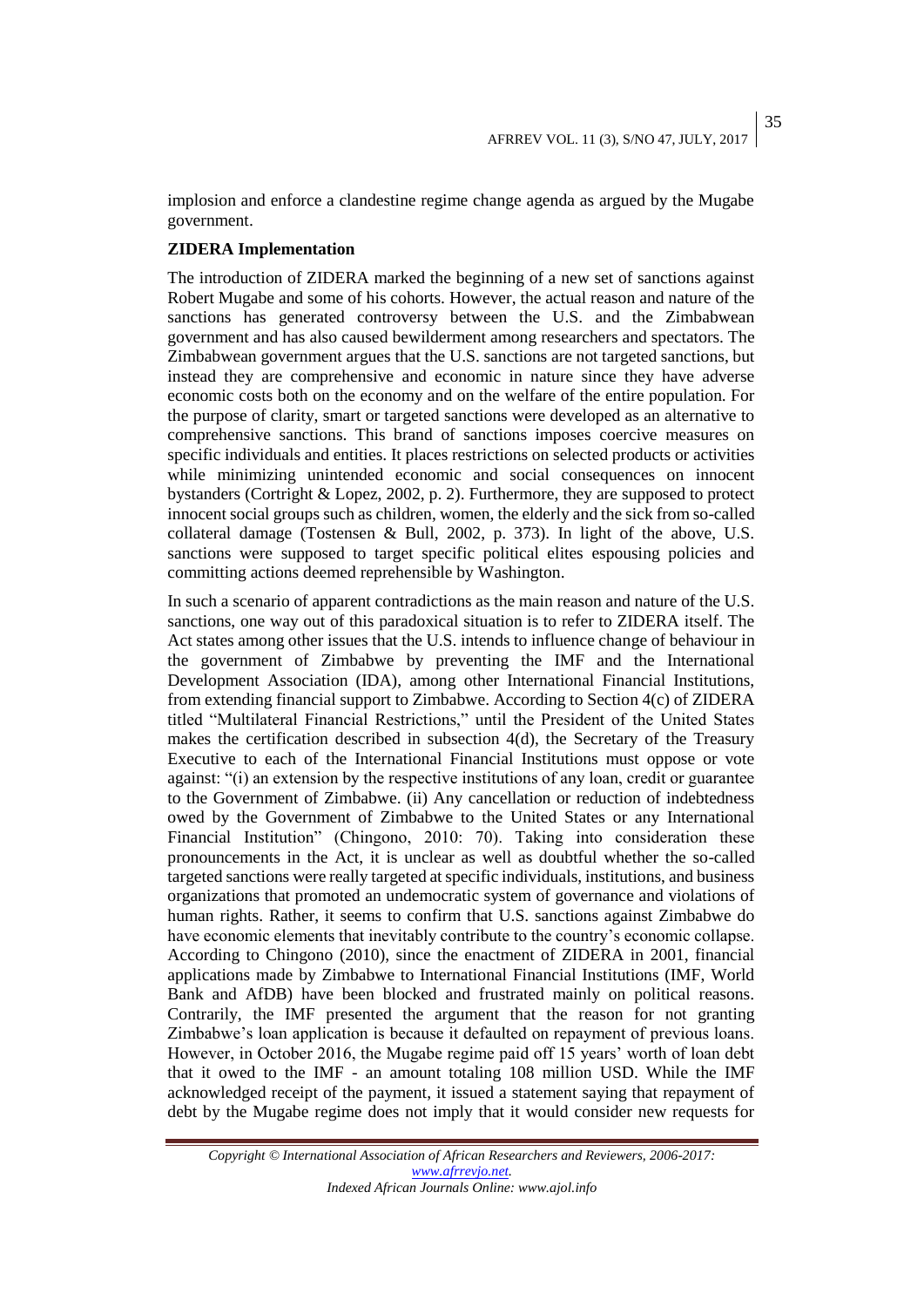implosion and enforce a clandestine regime change agenda as argued by the Mugabe government.

**ZIDERA Implementation**

The introduction of ZIDERA marked the beginning of a new set of sanctions against Robert Mugabe and some of his cohorts. However, the actual reason and nature of the sanctions has generated controversy between the U.S. and the Zimbabwean government and has also caused bewilderment among researchers and spectators. The Zimbabwean government argues that the U.S. sanctions are not targeted sanctions, but instead they are comprehensive and economic in nature since they have adverse economic costs both on the economy and on the welfare of the entire population. For the purpose of clarity, smart or targeted sanctions were developed as an alternative to comprehensive sanctions. This brand of sanctions imposes coercive measures on specific individuals and entities. It places restrictions on selected products or activities while minimizing unintended economic and social consequences on innocent bystanders (Cortright & Lopez, 2002, p. 2). Furthermore, they are supposed to protect innocent social groups such as children, women, the elderly and the sick from so-called collateral damage (Tostensen & Bull, 2002, p. 373). In light of the above, U.S. sanctions were supposed to target specific political elites espousing policies and committing actions deemed reprehensible by Washington.

In such a scenario of apparent contradictions as the main reason and nature of the U.S. sanctions, one way out of this paradoxical situation is to refer to ZIDERA itself. The Act states among other issues that the U.S. intends to influence change of behaviour in the government of Zimbabwe by preventing the IMF and the International Development Association (IDA), among other International Financial Institutions, from extending financial support to Zimbabwe. According to Section 4(c) of ZIDERA titled "Multilateral Financial Restrictions," until the President of the United States makes the certification described in subsection 4(d), the Secretary of the Treasury Executive to each of the International Financial Institutions must oppose or vote against: "(i) an extension by the respective institutions of any loan, credit or guarantee to the Government of Zimbabwe. (ii) Any cancellation or reduction of indebtedness owed by the Government of Zimbabwe to the United States or any International Financial Institution" (Chingono, 2010: 70). Taking into consideration these pronouncements in the Act, it is unclear as well as doubtful whether the so-called targeted sanctions were really targeted at specific individuals, institutions, and business organizations that promoted an undemocratic system of governance and violations of human rights. Rather, it seems to confirm that U.S. sanctions against Zimbabwe do have economic elements that inevitably contribute to the country's economic collapse. According to Chingono (2010), since the enactment of ZIDERA in 2001, financial applications made by Zimbabwe to International Financial Institutions (IMF, World Bank and AfDB) have been blocked and frustrated mainly on political reasons. Contrarily, the IMF presented the argument that the reason for not granting Zimbabwe's loan application is because it defaulted on repayment of previous loans. However, in October 2016, the Mugabe regime paid off 15 years' worth of loan debt that it owed to the IMF - an amount totaling 108 million USD. While the IMF acknowledged receipt of the payment, it issued a statement saying that repayment of debt by the Mugabe regime does not imply that it would consider new requests for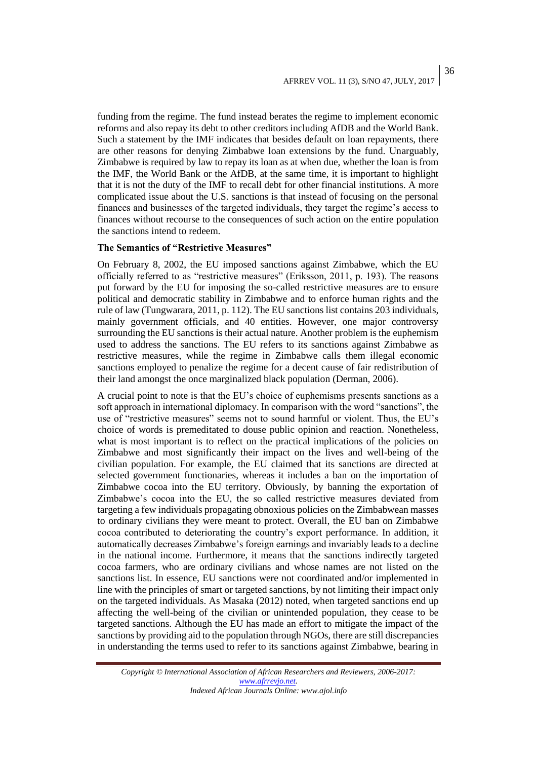funding from the regime. The fund instead berates the regime to implement economic reforms and also repay its debt to other creditors including AfDB and the World Bank. Such a statement by the IMF indicates that besides default on loan repayments, there are other reasons for denying Zimbabwe loan extensions by the fund. Unarguably, Zimbabwe is required by law to repay its loan as at when due, whether the loan is from the IMF, the World Bank or the AfDB, at the same time, it is important to highlight that it is not the duty of the IMF to recall debt for other financial institutions. A more complicated issue about the U.S. sanctions is that instead of focusing on the personal finances and businesses of the targeted individuals, they target the regime's access to finances without recourse to the consequences of such action on the entire population the sanctions intend to redeem.

**The Semantics of "Restrictive Measures"**

On February 8, 2002, the EU imposed sanctions against Zimbabwe, which the EU officially referred to as "restrictive measures" (Eriksson, 2011, p. 193). The reasons put forward by the EU for imposing the so-called restrictive measures are to ensure political and democratic stability in Zimbabwe and to enforce human rights and the rule of law (Tungwarara, 2011, p. 112). The EU sanctions list contains 203 individuals, mainly government officials, and 40 entities. However, one major controversy surrounding the EU sanctions is their actual nature. Another problem is the euphemism used to address the sanctions. The EU refers to its sanctions against Zimbabwe as restrictive measures, while the regime in Zimbabwe calls them illegal economic sanctions employed to penalize the regime for a decent cause of fair redistribution of their land amongst the once marginalized black population (Derman, 2006).

A crucial point to note is that the EU's choice of euphemisms presents sanctions as a soft approach in international diplomacy. In comparison with the word "sanctions", the use of "restrictive measures" seems not to sound harmful or violent. Thus, the EU's choice of words is premeditated to douse public opinion and reaction. Nonetheless, what is most important is to reflect on the practical implications of the policies on Zimbabwe and most significantly their impact on the lives and well-being of the civilian population. For example, the EU claimed that its sanctions are directed at selected government functionaries, whereas it includes a ban on the importation of Zimbabwe cocoa into the EU territory. Obviously, by banning the exportation of Zimbabwe's cocoa into the EU, the so called restrictive measures deviated from targeting a few individuals propagating obnoxious policies on the Zimbabwean masses to ordinary civilians they were meant to protect. Overall, the EU ban on Zimbabwe cocoa contributed to deteriorating the country's export performance. In addition, it automatically decreases Zimbabwe's foreign earnings and invariably leads to a decline in the national income. Furthermore, it means that the sanctions indirectly targeted cocoa farmers, who are ordinary civilians and whose names are not listed on the sanctions list. In essence, EU sanctions were not coordinated and/or implemented in line with the principles of smart or targeted sanctions, by not limiting their impact only on the targeted individuals. As Masaka (2012) noted, when targeted sanctions end up affecting the well-being of the civilian or unintended population, they cease to be targeted sanctions. Although the EU has made an effort to mitigate the impact of the sanctions by providing aid to the population through NGOs, there are still discrepancies in understanding the terms used to refer to its sanctions against Zimbabwe, bearing in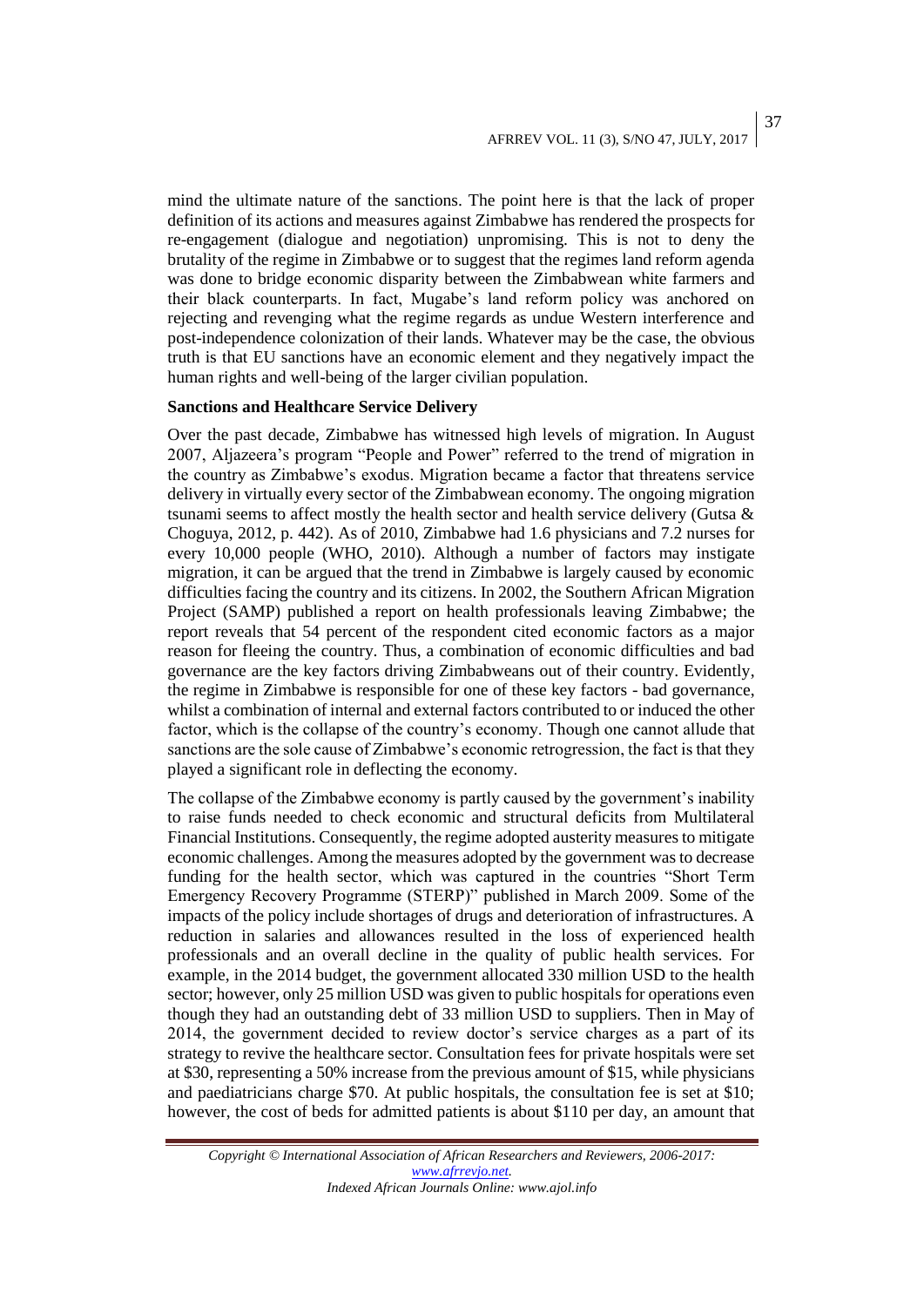mind the ultimate nature of the sanctions. The point here is that the lack of proper definition of its actions and measures against Zimbabwe has rendered the prospects for re-engagement (dialogue and negotiation) unpromising. This is not to deny the brutality of the regime in Zimbabwe or to suggest that the regimes land reform agenda was done to bridge economic disparity between the Zimbabwean white farmers and their black counterparts. In fact, Mugabe's land reform policy was anchored on rejecting and revenging what the regime regards as undue Western interference and post-independence colonization of their lands. Whatever may be the case, the obvious truth is that EU sanctions have an economic element and they negatively impact the human rights and well-being of the larger civilian population.

**Sanctions and Healthcare Service Delivery**

Over the past decade, Zimbabwe has witnessed high levels of migration. In August 2007, Aljazeera's program "People and Power" referred to the trend of migration in the country as Zimbabwe's exodus. Migration became a factor that threatens service delivery in virtually every sector of the Zimbabwean economy. The ongoing migration tsunami seems to affect mostly the health sector and health service delivery (Gutsa & Choguya, 2012, p. 442). As of 2010, Zimbabwe had 1.6 physicians and 7.2 nurses for every 10,000 people (WHO, 2010). Although a number of factors may instigate migration, it can be argued that the trend in Zimbabwe is largely caused by economic difficulties facing the country and its citizens. In 2002, the Southern African Migration Project (SAMP) published a report on health professionals leaving Zimbabwe; the report reveals that 54 percent of the respondent cited economic factors as a major reason for fleeing the country. Thus, a combination of economic difficulties and bad governance are the key factors driving Zimbabweans out of their country. Evidently, the regime in Zimbabwe is responsible for one of these key factors - bad governance, whilst a combination of internal and external factors contributed to or induced the other factor, which is the collapse of the country's economy. Though one cannot allude that sanctions are the sole cause of Zimbabwe's economic retrogression, the fact is that they played a significant role in deflecting the economy.

The collapse of the Zimbabwe economy is partly caused by the government's inability to raise funds needed to check economic and structural deficits from Multilateral Financial Institutions. Consequently, the regime adopted austerity measures to mitigate economic challenges. Among the measures adopted by the government was to decrease funding for the health sector, which was captured in the countries "Short Term Emergency Recovery Programme (STERP)" published in March 2009. Some of the impacts of the policy include shortages of drugs and deterioration of infrastructures. A reduction in salaries and allowances resulted in the loss of experienced health professionals and an overall decline in the quality of public health services. For example, in the 2014 budget, the government allocated 330 million USD to the health sector; however, only 25 million USD was given to public hospitals for operations even though they had an outstanding debt of 33 million USD to suppliers. Then in May of 2014, the government decided to review doctor's service charges as a part of its strategy to revive the healthcare sector. Consultation fees for private hospitals were set at $30, representing a 50% increase from the previous amount of $15, while physicians and paediatricians charge $70. At public hospitals, the consultation fee is set at $10; however, the cost of beds for admitted patients is about $110 per day, an amount that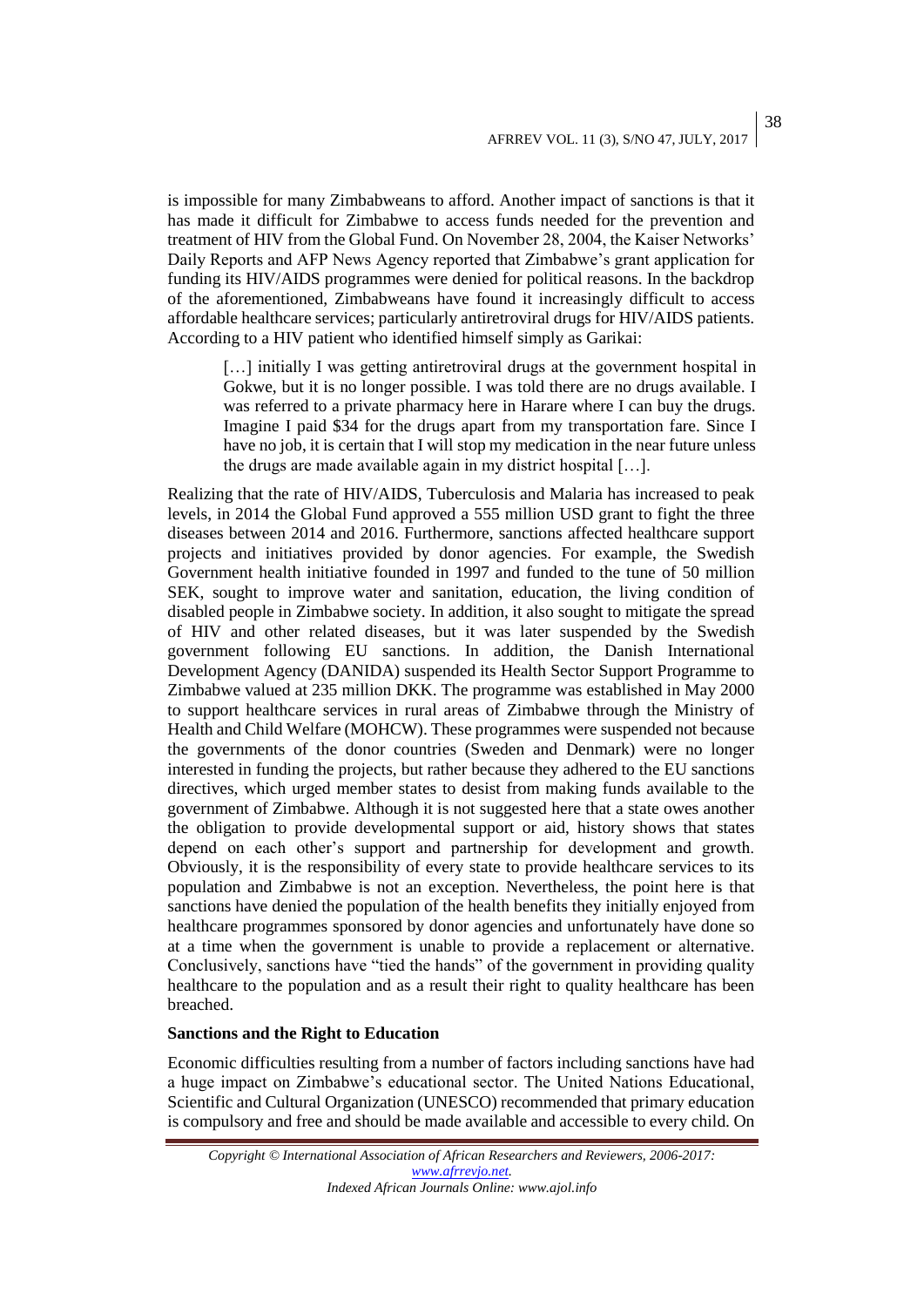is impossible for many Zimbabweans to afford. Another impact of sanctions is that it has made it difficult for Zimbabwe to access funds needed for the prevention and treatment of HIV from the Global Fund. On November 28, 2004, the Kaiser Networks' Daily Reports and AFP News Agency reported that Zimbabwe's grant application for funding its HIV/AIDS programmes were denied for political reasons. In the backdrop of the aforementioned, Zimbabweans have found it increasingly difficult to access affordable healthcare services; particularly antiretroviral drugs for HIV/AIDS patients. According to a HIV patient who identified himself simply as Garikai:

> […] initially I was getting antiretroviral drugs at the government hospital in Gokwe, but it is no longer possible. I was told there are no drugs available. I was referred to a private pharmacy here in Harare where I can buy the drugs. Imagine I paid $34 for the drugs apart from my transportation fare. Since I have no job, it is certain that I will stop my medication in the near future unless the drugs are made available again in my district hospital […].

Realizing that the rate of HIV/AIDS, Tuberculosis and Malaria has increased to peak levels, in 2014 the Global Fund approved a 555 million USD grant to fight the three diseases between 2014 and 2016. Furthermore, sanctions affected healthcare support projects and initiatives provided by donor agencies. For example, the Swedish Government health initiative founded in 1997 and funded to the tune of 50 million SEK, sought to improve water and sanitation, education, the living condition of disabled people in Zimbabwe society. In addition, it also sought to mitigate the spread of HIV and other related diseases, but it was later suspended by the Swedish government following EU sanctions. In addition, the Danish International Development Agency (DANIDA) suspended its Health Sector Support Programme to Zimbabwe valued at 235 million DKK. The programme was established in May 2000 to support healthcare services in rural areas of Zimbabwe through the Ministry of Health and Child Welfare (MOHCW). These programmes were suspended not because the governments of the donor countries (Sweden and Denmark) were no longer interested in funding the projects, but rather because they adhered to the EU sanctions directives, which urged member states to desist from making funds available to the government of Zimbabwe. Although it is not suggested here that a state owes another the obligation to provide developmental support or aid, history shows that states depend on each other's support and partnership for development and growth. Obviously, it is the responsibility of every state to provide healthcare services to its population and Zimbabwe is not an exception. Nevertheless, the point here is that sanctions have denied the population of the health benefits they initially enjoyed from healthcare programmes sponsored by donor agencies and unfortunately have done so at a time when the government is unable to provide a replacement or alternative. Conclusively, sanctions have "tied the hands" of the government in providing quality healthcare to the population and as a result their right to quality healthcare has been breached.

**Sanctions and the Right to Education**

Economic difficulties resulting from a number of factors including sanctions have had a huge impact on Zimbabwe's educational sector. The United Nations Educational, Scientific and Cultural Organization (UNESCO) recommended that primary education is compulsory and free and should be made available and accessible to every child. On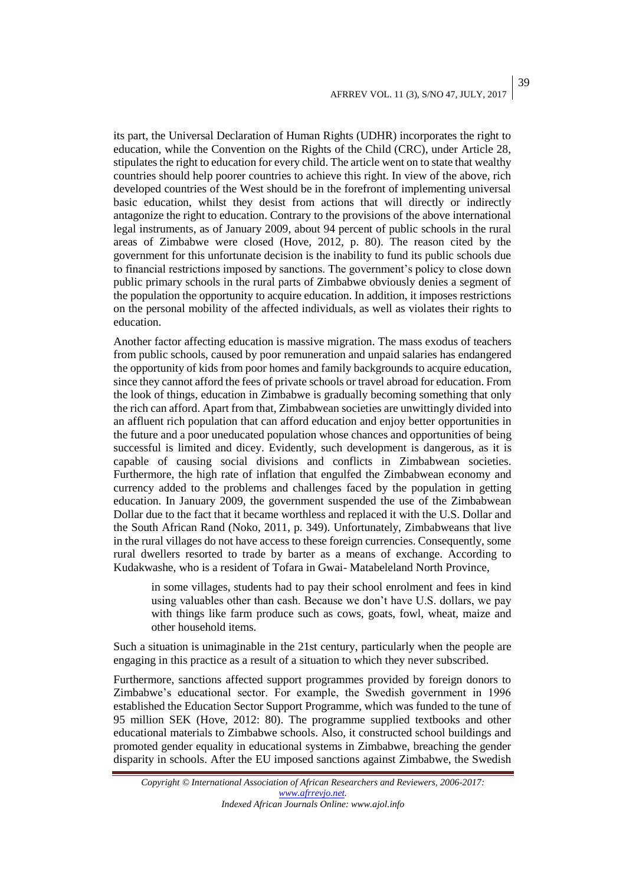its part, the Universal Declaration of Human Rights (UDHR) incorporates the right to education, while the Convention on the Rights of the Child (CRC), under Article 28, stipulates the right to education for every child. The article went on to state that wealthy countries should help poorer countries to achieve this right. In view of the above, rich developed countries of the West should be in the forefront of implementing universal basic education, whilst they desist from actions that will directly or indirectly antagonize the right to education. Contrary to the provisions of the above international legal instruments, as of January 2009, about 94 percent of public schools in the rural areas of Zimbabwe were closed (Hove, 2012, p. 80). The reason cited by the government for this unfortunate decision is the inability to fund its public schools due to financial restrictions imposed by sanctions. The government's policy to close down public primary schools in the rural parts of Zimbabwe obviously denies a segment of the population the opportunity to acquire education. In addition, it imposes restrictions on the personal mobility of the affected individuals, as well as violates their rights to education.

Another factor affecting education is massive migration. The mass exodus of teachers from public schools, caused by poor remuneration and unpaid salaries has endangered the opportunity of kids from poor homes and family backgrounds to acquire education, since they cannot afford the fees of private schools or travel abroad for education. From the look of things, education in Zimbabwe is gradually becoming something that only the rich can afford. Apart from that, Zimbabwean societies are unwittingly divided into an affluent rich population that can afford education and enjoy better opportunities in the future and a poor uneducated population whose chances and opportunities of being successful is limited and dicey. Evidently, such development is dangerous, as it is capable of causing social divisions and conflicts in Zimbabwean societies. Furthermore, the high rate of inflation that engulfed the Zimbabwean economy and currency added to the problems and challenges faced by the population in getting education. In January 2009, the government suspended the use of the Zimbabwean Dollar due to the fact that it became worthless and replaced it with the U.S. Dollar and the South African Rand (Noko, 2011, p. 349). Unfortunately, Zimbabweans that live in the rural villages do not have access to these foreign currencies. Consequently, some rural dwellers resorted to trade by barter as a means of exchange. According to Kudakwashe, who is a resident of Tofara in Gwai- Matabeleland North Province,

> in some villages, students had to pay their school enrolment and fees in kind using valuables other than cash. Because we don't have U.S. dollars, we pay with things like farm produce such as cows, goats, fowl, wheat, maize and other household items.

Such a situation is unimaginable in the 21st century, particularly when the people are engaging in this practice as a result of a situation to which they never subscribed.

Furthermore, sanctions affected support programmes provided by foreign donors to Zimbabwe's educational sector. For example, the Swedish government in 1996 established the Education Sector Support Programme, which was funded to the tune of 95 million SEK (Hove, 2012: 80). The programme supplied textbooks and other educational materials to Zimbabwe schools. Also, it constructed school buildings and promoted gender equality in educational systems in Zimbabwe, breaching the gender disparity in schools. After the EU imposed sanctions against Zimbabwe, the Swedish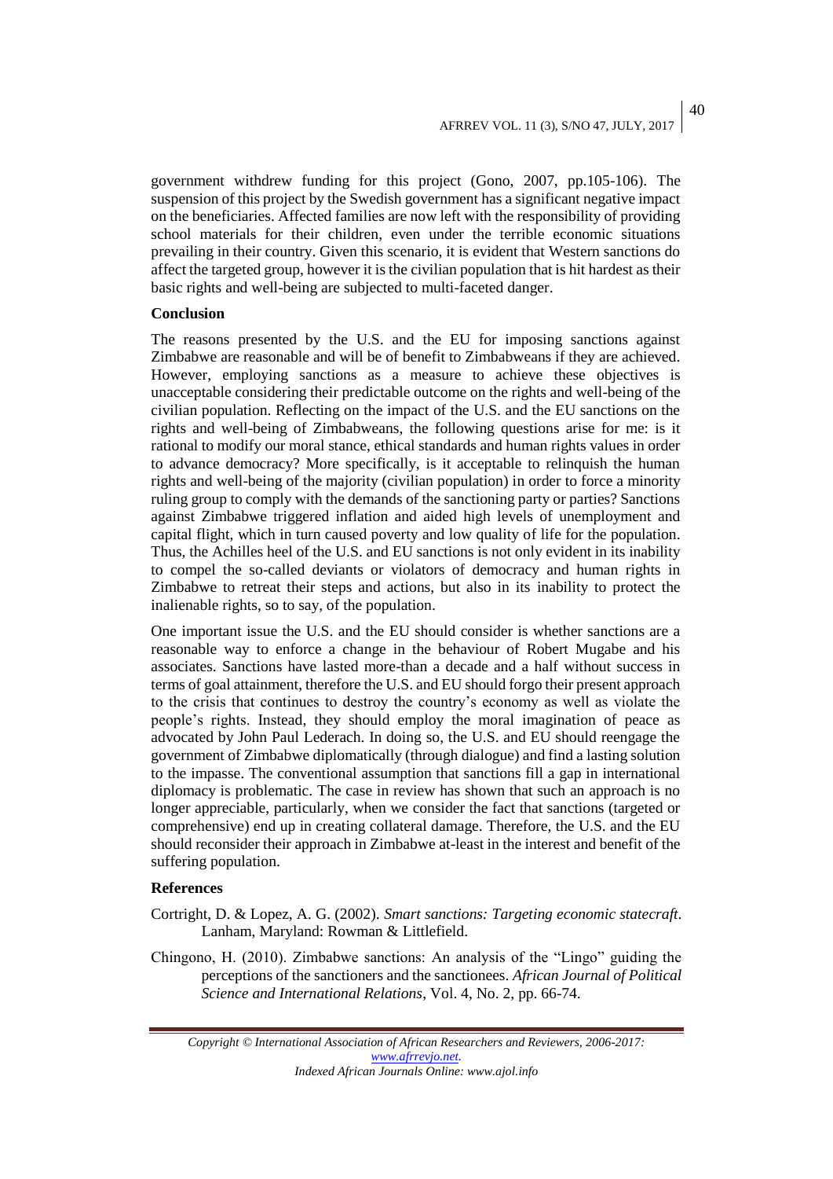government withdrew funding for this project (Gono, 2007, pp.105-106). The suspension of this project by the Swedish government has a significant negative impact on the beneficiaries. Affected families are now left with the responsibility of providing school materials for their children, even under the terrible economic situations prevailing in their country. Given this scenario, it is evident that Western sanctions do affect the targeted group, however it is the civilian population that is hit hardest as their basic rights and well-being are subjected to multi-faceted danger.

## Conclusion

The reasons presented by the U.S. and the EU for imposing sanctions against Zimbabwe are reasonable and will be of benefit to Zimbabweans if they are achieved. However, employing sanctions as a measure to achieve these objectives is unacceptable considering their predictable outcome on the rights and well-being of the civilian population. Reflecting on the impact of the U.S. and the EU sanctions on the rights and well-being of Zimbabweans, the following questions arise for me: is it rational to modify our moral stance, ethical standards and human rights values in order to advance democracy? More specifically, is it acceptable to relinquish the human rights and well-being of the majority (civilian population) in order to force a minority ruling group to comply with the demands of the sanctioning party or parties? Sanctions against Zimbabwe triggered inflation and aided high levels of unemployment and capital flight, which in turn caused poverty and low quality of life for the population. Thus, the Achilles heel of the U.S. and EU sanctions is not only evident in its inability to compel the so-called deviants or violators of democracy and human rights in Zimbabwe to retreat their steps and actions, but also in its inability to protect the inalienable rights, so to say, of the population.

One important issue the U.S. and the EU should consider is whether sanctions are a reasonable way to enforce a change in the behaviour of Robert Mugabe and his associates. Sanctions have lasted more-than a decade and a half without success in terms of goal attainment, therefore the U.S. and EU should forgo their present approach to the crisis that continues to destroy the country's economy as well as violate the people's rights. Instead, they should employ the moral imagination of peace as advocated by John Paul Lederach. In doing so, the U.S. and EU should reengage the government of Zimbabwe diplomatically (through dialogue) and find a lasting solution to the impasse. The conventional assumption that sanctions fill a gap in international diplomacy is problematic. The case in review has shown that such an approach is no longer appreciable, particularly, when we consider the fact that sanctions (targeted or comprehensive) end up in creating collateral damage. Therefore, the U.S. and the EU should reconsider their approach in Zimbabwe at-least in the interest and benefit of the suffering population.

## References

Cortright, D. & Lopez, A. G. (2002). *Smart sanctions: Targeting economic statecraft*. Lanham, Maryland: Rowman & Littlefield.

Chingono, H. (2010). Zimbabwe sanctions: An analysis of the "Lingo" guiding the perceptions of the sanctioners and the sanctionees. *African Journal of Political Science and International Relations*, Vol. 4, No. 2, pp. 66-74.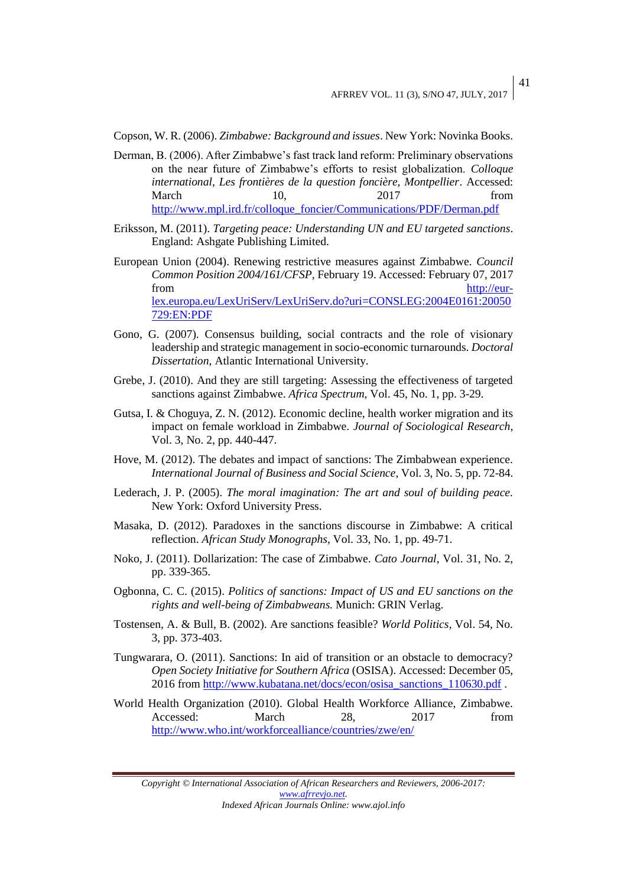Copson, W. R. (2006). *Zimbabwe: Background and issues*. New York: Novinka Books.

Derman, B. (2006). After Zimbabwe's fast track land reform: Preliminary observations on the near future of Zimbabwe's efforts to resist globalization. *Colloque international, Les frontières de la question foncière, Montpellier*. Accessed: March 10, 2017 from http://www.mpl.ird.fr/colloque_foncier/Communications/PDF/Derman.pdf

Eriksson, M. (2011). *Targeting peace: Understanding UN and EU targeted sanctions*. England: Ashgate Publishing Limited.

European Union (2004). Renewing restrictive measures against Zimbabwe. *Council Common Position 2004/161/CFSP*, February 19. Accessed: February 07, 2017 from http://eur-lex.europa.eu/LexUriServ/LexUriServ.do?uri=CONSLEG:2004E0161:20050729:EN:PDF

Gono, G. (2007). Consensus building, social contracts and the role of visionary leadership and strategic management in socio-economic turnarounds. *Doctoral Dissertation*, Atlantic International University.

Grebe, J. (2010). And they are still targeting: Assessing the effectiveness of targeted sanctions against Zimbabwe. *Africa Spectrum*, Vol. 45, No. 1, pp. 3-29.

Gutsa, I. & Choguya, Z. N. (2012). Economic decline, health worker migration and its impact on female workload in Zimbabwe. *Journal of Sociological Research*, Vol. 3, No. 2, pp. 440-447.

Hove, M. (2012). The debates and impact of sanctions: The Zimbabwean experience. *International Journal of Business and Social Science*, Vol. 3, No. 5, pp. 72-84.

Lederach, J. P. (2005). *The moral imagination: The art and soul of building peace*. New York: Oxford University Press.

Masaka, D. (2012). Paradoxes in the sanctions discourse in Zimbabwe: A critical reflection. *African Study Monographs*, Vol. 33, No. 1, pp. 49-71.

Noko, J. (2011). Dollarization: The case of Zimbabwe. *Cato Journal*, Vol. 31, No. 2, pp. 339-365.

Ogbonna, C. C. (2015). *Politics of sanctions: Impact of US and EU sanctions on the rights and well-being of Zimbabweans.* Munich: GRIN Verlag.

Tostensen, A. & Bull, B. (2002). Are sanctions feasible? *World Politics*, Vol. 54, No. 3, pp. 373-403.

Tungwarara, O. (2011). Sanctions: In aid of transition or an obstacle to democracy? *Open Society Initiative for Southern Africa* (OSISA). Accessed: December 05, 2016 from http://www.kubatana.net/docs/econ/osisa_sanctions_110630.pdf .

World Health Organization (2010). Global Health Workforce Alliance, Zimbabwe. Accessed: March 28, 2017 from http://www.who.int/workforcealliance/countries/zwe/en/